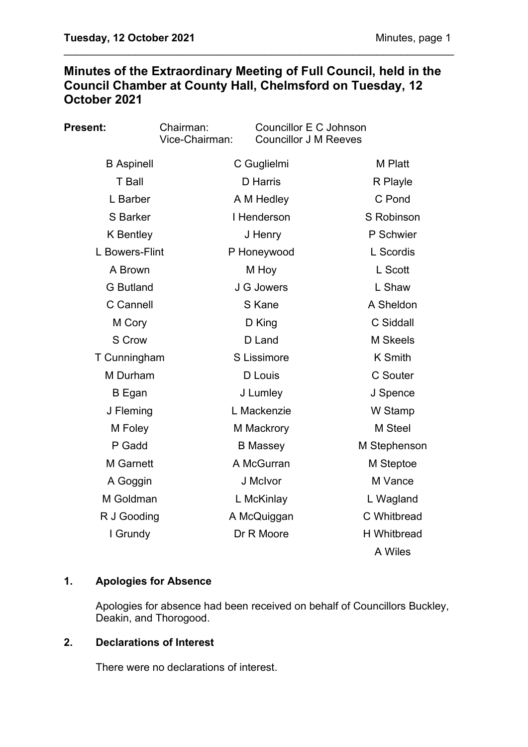# Minutes of the Extraordinary Meeting of Full Council, held in the Council Chamber at County Hall, Chelmsford on Tuesday, 12 October 2021

**Present:** Chairman: Councillor E C Johnson
Vice-Chairman: Councillor J M Reeves

| | | |
|---|---|---|
| B Aspinell | C Guglielmi | M Platt |
| T Ball | D Harris | R Playle |
| L Barber | A M Hedley | C Pond |
| S Barker | I Henderson | S Robinson |
| K Bentley | J Henry | P Schwier |
| L Bowers-Flint | P Honeywood | L Scordis |
| A Brown | M Hoy | L Scott |
| G Butland | J G Jowers | L Shaw |
| C Cannell | S Kane | A Sheldon |
| M Cory | D King | C Siddall |
| S Crow | D Land | M Skeels |
| T Cunningham | S Lissimore | K Smith |
| M Durham | D Louis | C Souter |
| B Egan | J Lumley | J Spence |
| J Fleming | L Mackenzie | W Stamp |
| M Foley | M Mackrory | M Steel |
| P Gadd | B Massey | M Stephenson |
| M Garnett | A McGurran | M Steptoe |
| A Goggin | J McIvor | M Vance |
| M Goldman | L McKinlay | L Wagland |
| R J Gooding | A McQuiggan | C Whitbread |
| I Grundy | Dr R Moore | H Whitbread |
| | | A Wiles |

## 1. Apologies for Absence

Apologies for absence had been received on behalf of Councillors Buckley, Deakin, and Thorogood.

## 2. Declarations of Interest

There were no declarations of interest.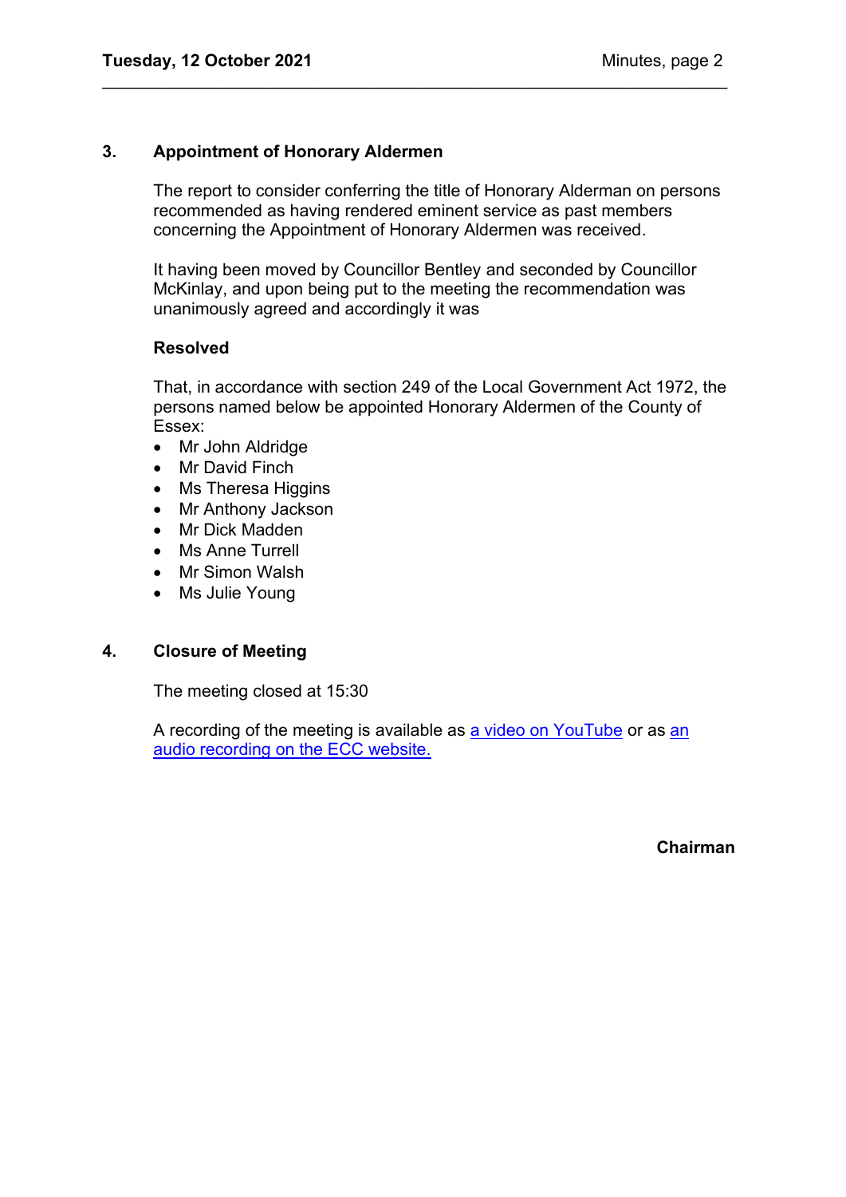## 3. Appointment of Honorary Aldermen

The report to consider conferring the title of Honorary Alderman on persons recommended as having rendered eminent service as past members concerning the Appointment of Honorary Aldermen was received.

It having been moved by Councillor Bentley and seconded by Councillor McKinlay, and upon being put to the meeting the recommendation was unanimously agreed and accordingly it was

**Resolved**

That, in accordance with section 249 of the Local Government Act 1972, the persons named below be appointed Honorary Aldermen of the County of Essex:

- Mr John Aldridge
- Mr David Finch
- Ms Theresa Higgins
- Mr Anthony Jackson
- Mr Dick Madden
- Ms Anne Turrell
- Mr Simon Walsh
- Ms Julie Young

## 4. Closure of Meeting

The meeting closed at 15:30

A recording of the meeting is available as a video on YouTube or as an audio recording on the ECC website.

**Chairman**